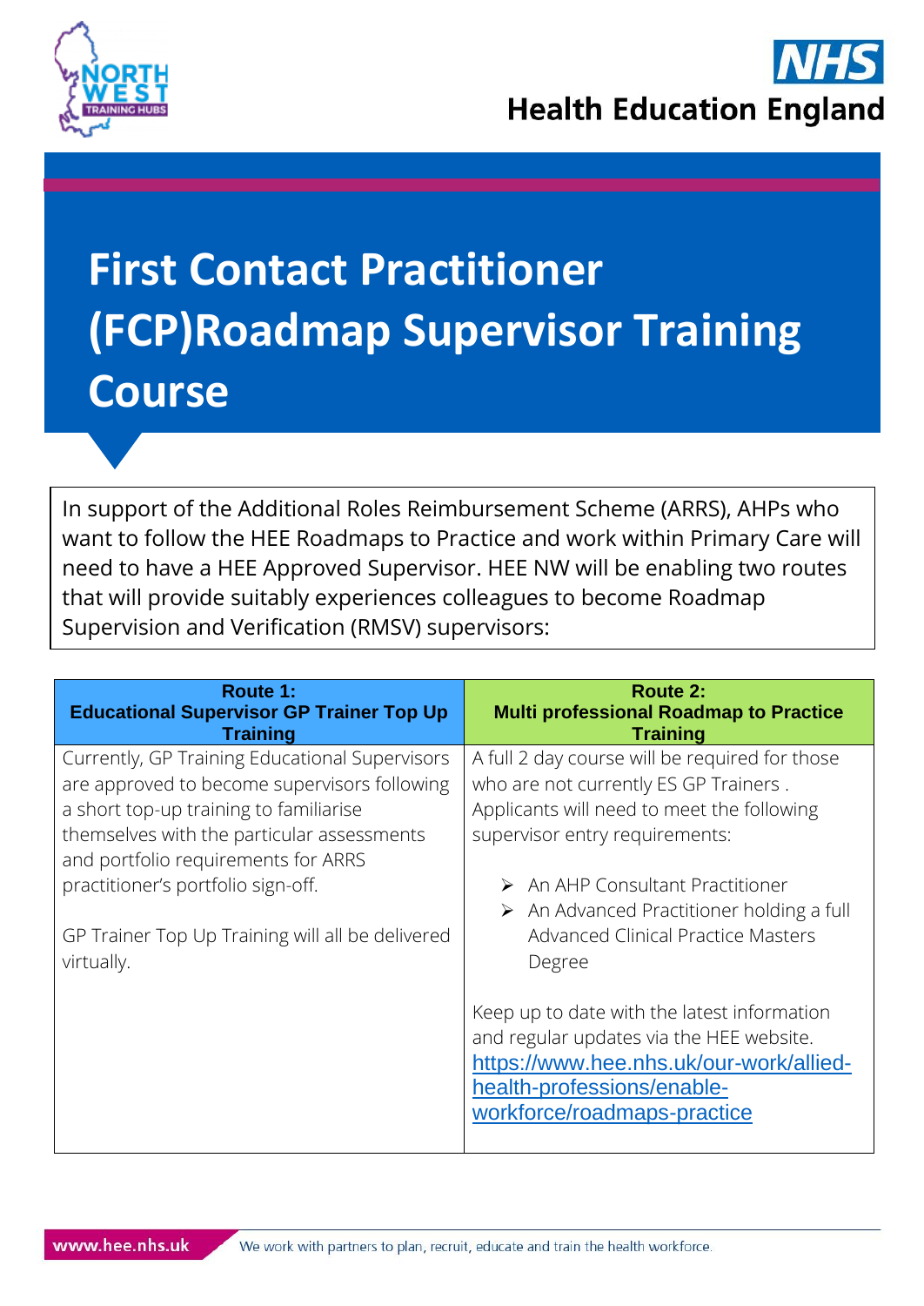# First Contact Practitioner (FCP)Roadmap Supervisor Training Course

In support of the Additional Roles Reimbursement Scheme (ARRS), AHPs who want to follow the HEE Roadmaps to Practice and work within Primary Care will need to have a HEE Approved Supervisor. HEE NW will be enabling two routes that will provide suitably experiences colleagues to become Roadmap Supervision and Verification (RMSV) supervisors:

| **Route 1: Educational Supervisor GP Trainer Top Up Training** | **Route 2: Multi professional Roadmap to Practice Training** |
| --- | --- |
| Currently, GP Training Educational Supervisors are approved to become supervisors following a short top-up training to familiarise themselves with the particular assessments and portfolio requirements for ARRS practitioner's portfolio sign-off.<br><br>GP Trainer Top Up Training will all be delivered virtually. | A full 2 day course will be required for those who are not currently ES GP Trainers . Applicants will need to meet the following supervisor entry requirements:<br><br>➢ An AHP Consultant Practitioner<br>➢ An Advanced Practitioner holding a full Advanced Clinical Practice Masters Degree<br><br>Keep up to date with the latest information and regular updates via the HEE website. [https://www.hee.nhs.uk/our-work/allied-health-professions/enable-workforce/roadmaps-practice](https://www.hee.nhs.uk/our-work/allied-health-professions/enable-workforce/roadmaps-practice) |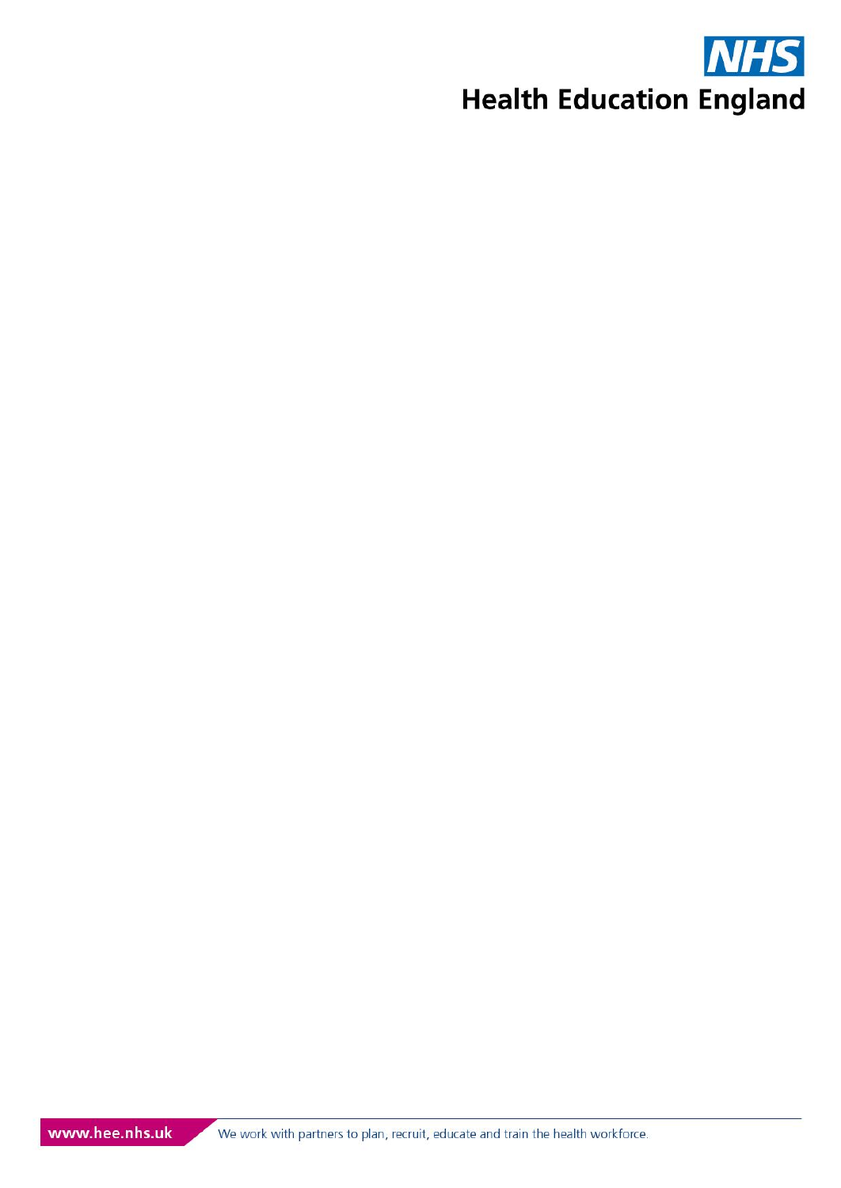**NHS**
**Health Education England**

www.hee.nhs.uk

We work with partners to plan, recruit, educate and train the health workforce.